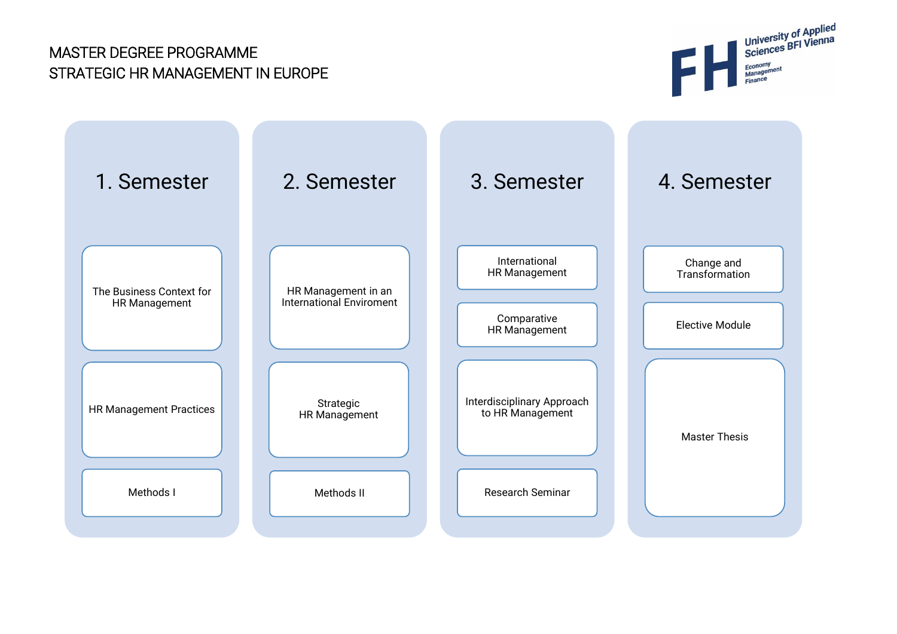# MASTER DEGREE PROGRAMME
# STRATEGIC HR MANAGEMENT IN EUROPE

University of Applied Sciences BFI Vienna
Economy Management Finance

## 1. Semester

- The Business Context for HR Management
- HR Management Practices
- Methods I

## 2. Semester

- HR Management in an International Enviroment
- Strategic HR Management
- Methods II

## 3. Semester

- International HR Management
- Comparative HR Management
- Interdisciplinary Approach to HR Management
- Research Seminar

## 4. Semester

- Change and Transformation
- Elective Module
- Master Thesis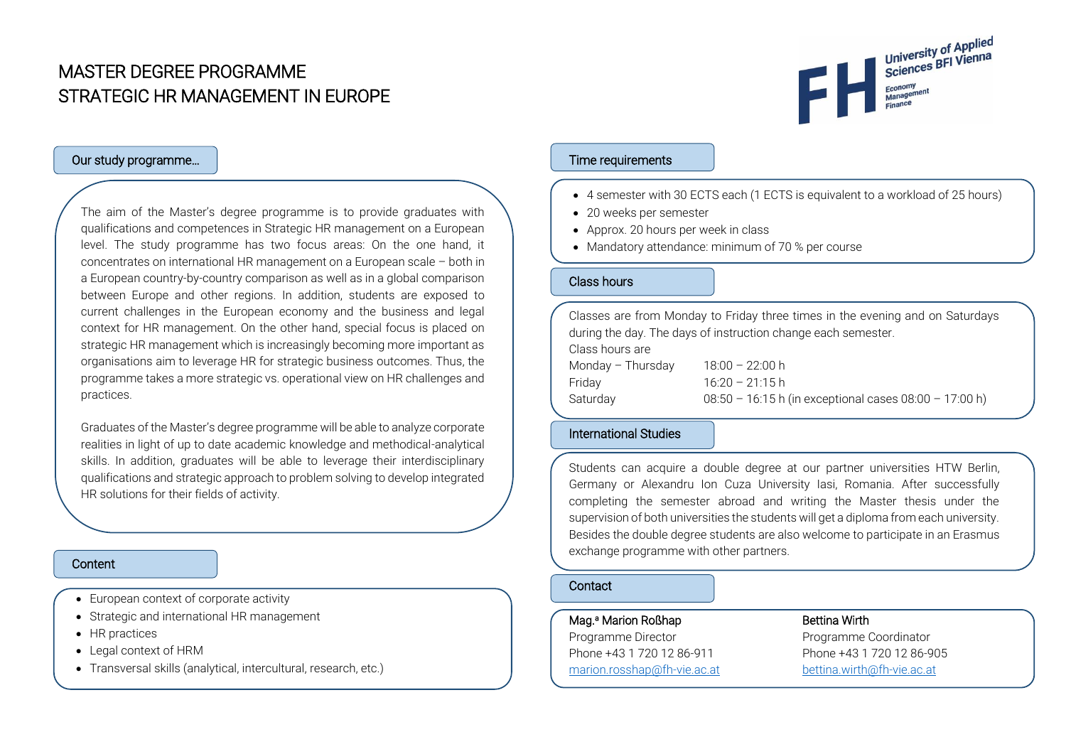# MASTER DEGREE PROGRAMME
# STRATEGIC HR MANAGEMENT IN EUROPE

FH University of Applied Sciences BFI Vienna
Economy Management Finance

## Our study programme…

The aim of the Master's degree programme is to provide graduates with qualifications and competences in Strategic HR management on a European level. The study programme has two focus areas: On the one hand, it concentrates on international HR management on a European scale – both in a European country-by-country comparison as well as in a global comparison between Europe and other regions. In addition, students are exposed to current challenges in the European economy and the business and legal context for HR management. On the other hand, special focus is placed on strategic HR management which is increasingly becoming more important as organisations aim to leverage HR for strategic business outcomes. Thus, the programme takes a more strategic vs. operational view on HR challenges and practices.

Graduates of the Master's degree programme will be able to analyze corporate realities in light of up to date academic knowledge and methodical-analytical skills. In addition, graduates will be able to leverage their interdisciplinary qualifications and strategic approach to problem solving to develop integrated HR solutions for their fields of activity.

## Content

- European context of corporate activity
- Strategic and international HR management
- HR practices
- Legal context of HRM
- Transversal skills (analytical, intercultural, research, etc.)

## Time requirements

- 4 semester with 30 ECTS each (1 ECTS is equivalent to a workload of 25 hours)
- 20 weeks per semester
- Approx. 20 hours per week in class
- Mandatory attendance: minimum of 70 % per course

## Class hours

Classes are from Monday to Friday three times in the evening and on Saturdays during the day. The days of instruction change each semester.

Class hours are

| | |
|---|---|
| Monday – Thursday | 18:00 – 22:00 h |
| Friday | 16:20 – 21:15 h |
| Saturday | 08:50 – 16:15 h (in exceptional cases 08:00 – 17:00 h) |

## International Studies

Students can acquire a double degree at our partner universities HTW Berlin, Germany or Alexandru Ion Cuza University Iasi, Romania. After successfully completing the semester abroad and writing the Master thesis under the supervision of both universities the students will get a diploma from each university. Besides the double degree students are also welcome to participate in an Erasmus exchange programme with other partners.

## Contact

**Mag.ª Marion Roßhap**
Programme Director
Phone +43 1 720 12 86-911
marion.rosshap@fh-vie.ac.at

**Bettina Wirth**
Programme Coordinator
Phone +43 1 720 12 86-905
bettina.wirth@fh-vie.ac.at